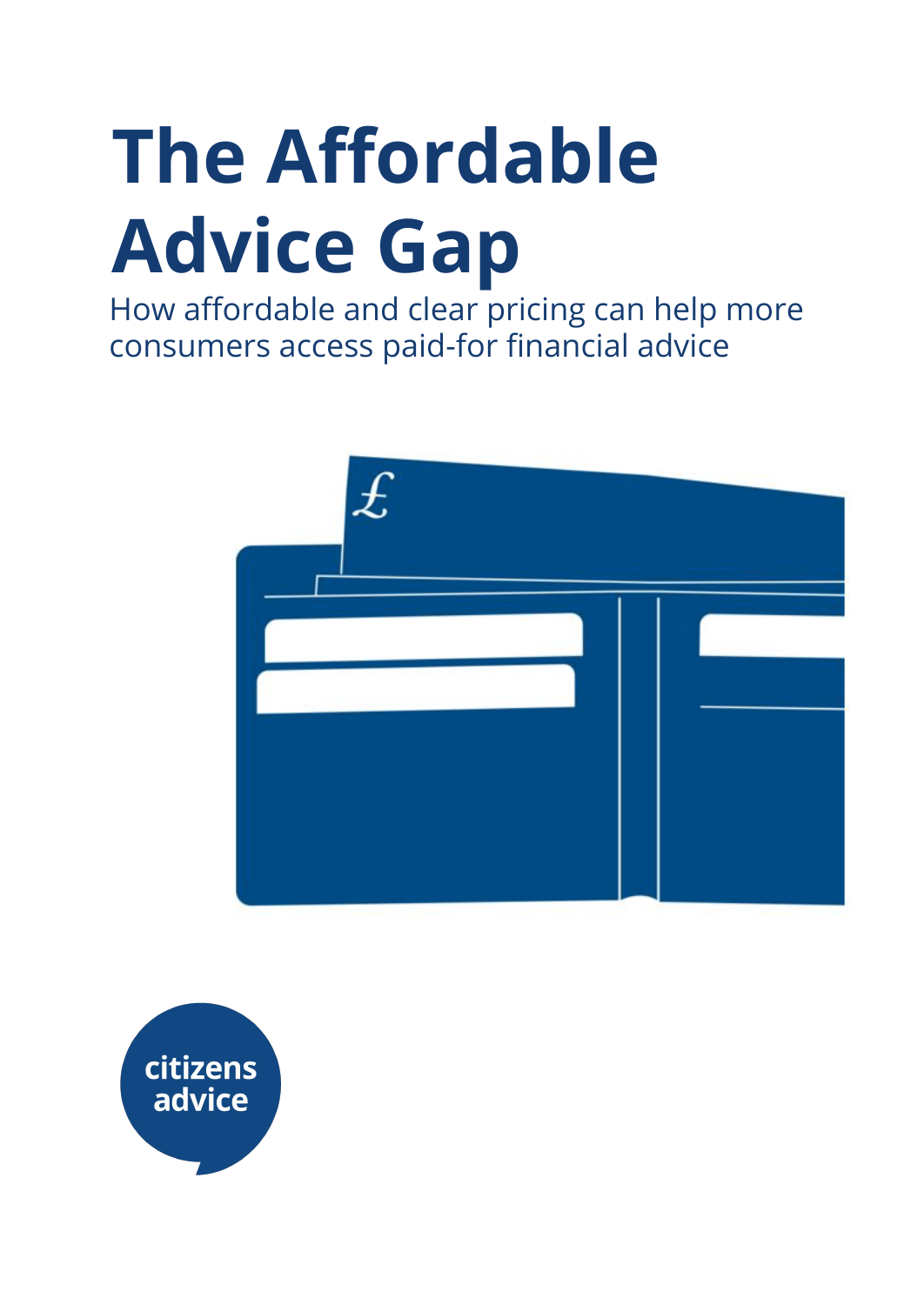# The Affordable Advice Gap

How affordable and clear pricing can help more consumers access paid-for financial advice

citizens advice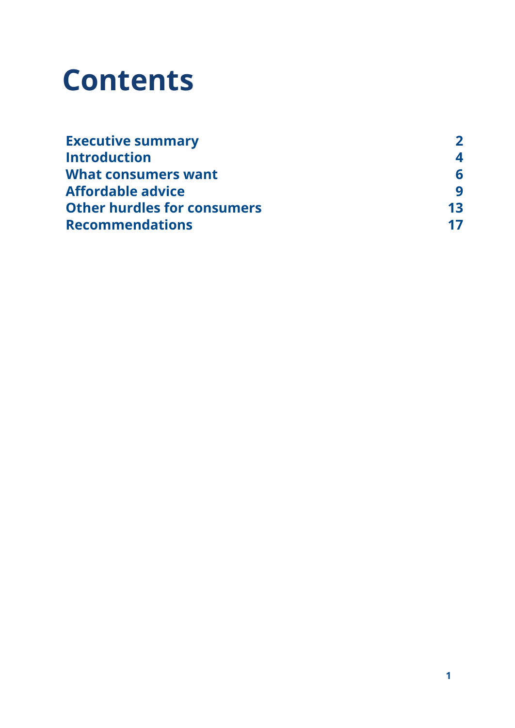# Contents

| | |
|---|---|
| **Executive summary** | **2** |
| **Introduction** | **4** |
| **What consumers want** | **6** |
| **Affordable advice** | **9** |
| **Other hurdles for consumers** | **13** |
| **Recommendations** | **17** |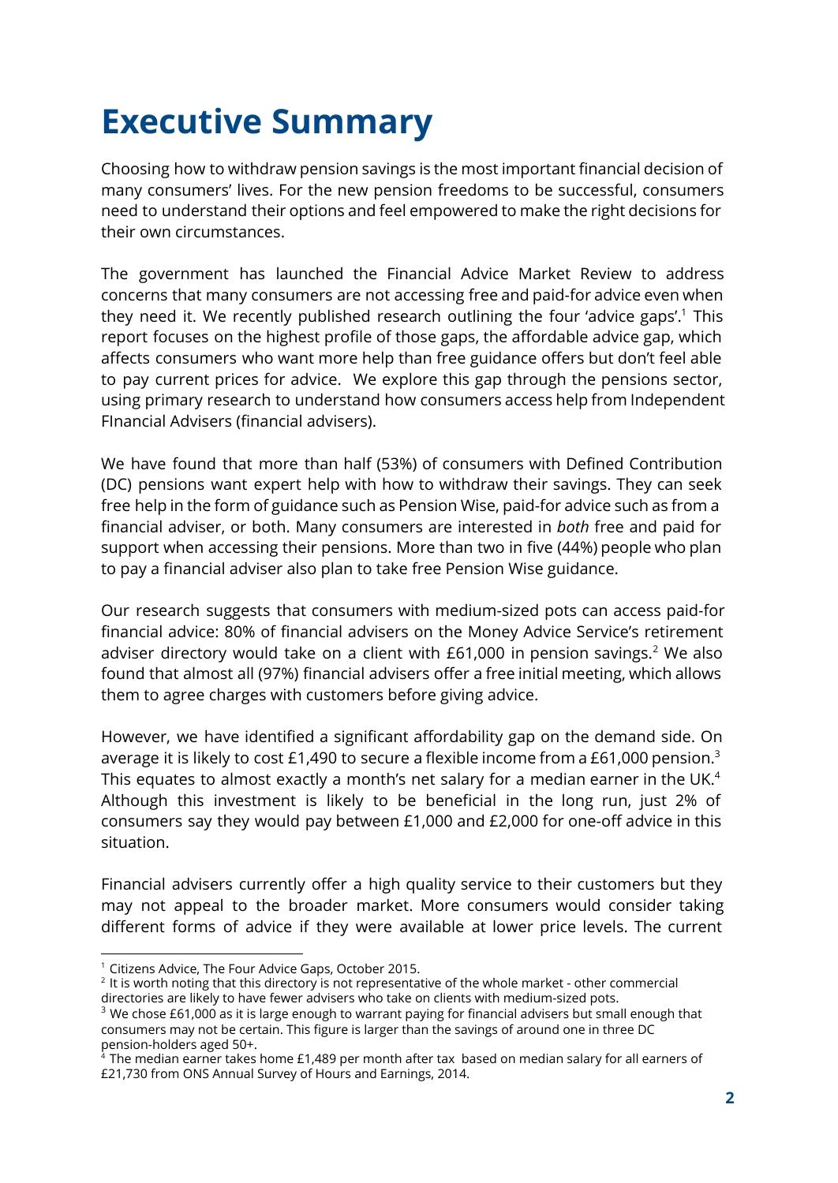# Executive Summary

Choosing how to withdraw pension savings is the most important financial decision of many consumers' lives. For the new pension freedoms to be successful, consumers need to understand their options and feel empowered to make the right decisions for their own circumstances.

The government has launched the Financial Advice Market Review to address concerns that many consumers are not accessing free and paid-for advice even when they need it. We recently published research outlining the four 'advice gaps'.[1] This report focuses on the highest profile of those gaps, the affordable advice gap, which affects consumers who want more help than free guidance offers but don't feel able to pay current prices for advice. We explore this gap through the pensions sector, using primary research to understand how consumers access help from Independent FInancial Advisers (financial advisers).

We have found that more than half (53%) of consumers with Defined Contribution (DC) pensions want expert help with how to withdraw their savings. They can seek free help in the form of guidance such as Pension Wise, paid-for advice such as from a financial adviser, or both. Many consumers are interested in *both* free and paid for support when accessing their pensions. More than two in five (44%) people who plan to pay a financial adviser also plan to take free Pension Wise guidance.

Our research suggests that consumers with medium-sized pots can access paid-for financial advice: 80% of financial advisers on the Money Advice Service's retirement adviser directory would take on a client with £61,000 in pension savings.[2] We also found that almost all (97%) financial advisers offer a free initial meeting, which allows them to agree charges with customers before giving advice.

However, we have identified a significant affordability gap on the demand side. On average it is likely to cost £1,490 to secure a flexible income from a £61,000 pension.[3] This equates to almost exactly a month's net salary for a median earner in the UK.[4] Although this investment is likely to be beneficial in the long run, just 2% of consumers say they would pay between £1,000 and £2,000 for one-off advice in this situation.

Financial advisers currently offer a high quality service to their customers but they may not appeal to the broader market. More consumers would consider taking different forms of advice if they were available at lower price levels. The current

---

[1] Citizens Advice, The Four Advice Gaps, October 2015.

[2] It is worth noting that this directory is not representative of the whole market - other commercial directories are likely to have fewer advisers who take on clients with medium-sized pots.

[3] We chose £61,000 as it is large enough to warrant paying for financial advisers but small enough that consumers may not be certain. This figure is larger than the savings of around one in three DC pension-holders aged 50+.

[4] The median earner takes home £1,489 per month after tax based on median salary for all earners of £21,730 from ONS Annual Survey of Hours and Earnings, 2014.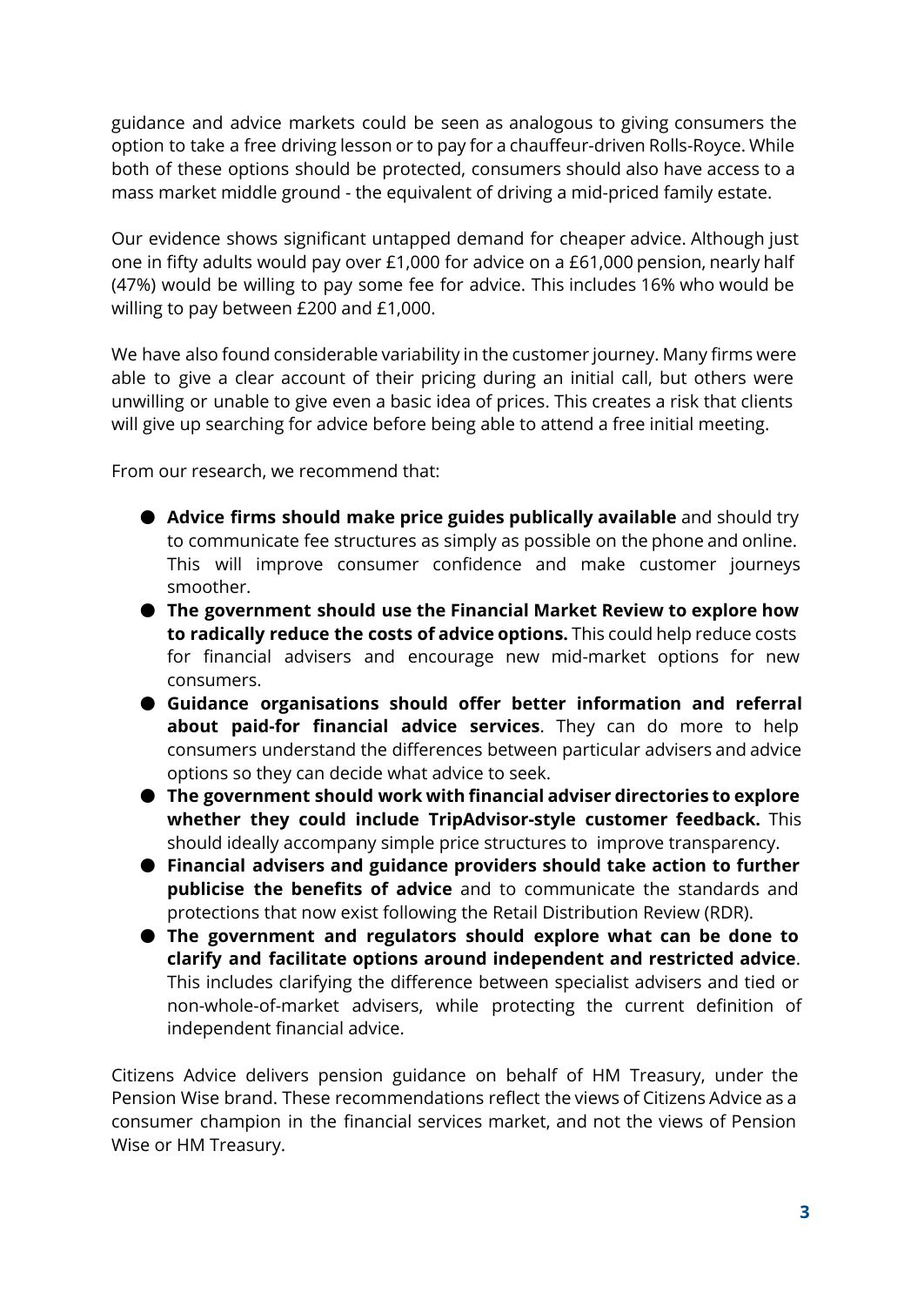guidance and advice markets could be seen as analogous to giving consumers the option to take a free driving lesson or to pay for a chauffeur-driven Rolls-Royce. While both of these options should be protected, consumers should also have access to a mass market middle ground - the equivalent of driving a mid-priced family estate.

Our evidence shows significant untapped demand for cheaper advice. Although just one in fifty adults would pay over £1,000 for advice on a £61,000 pension, nearly half (47%) would be willing to pay some fee for advice. This includes 16% who would be willing to pay between £200 and £1,000.

We have also found considerable variability in the customer journey. Many firms were able to give a clear account of their pricing during an initial call, but others were unwilling or unable to give even a basic idea of prices. This creates a risk that clients will give up searching for advice before being able to attend a free initial meeting.

From our research, we recommend that:

- **Advice firms should make price guides publically available** and should try to communicate fee structures as simply as possible on the phone and online. This will improve consumer confidence and make customer journeys smoother.
- **The government should use the Financial Market Review to explore how to radically reduce the costs of advice options.** This could help reduce costs for financial advisers and encourage new mid-market options for new consumers.
- **Guidance organisations should offer better information and referral about paid-for financial advice services**. They can do more to help consumers understand the differences between particular advisers and advice options so they can decide what advice to seek.
- **The government should work with financial adviser directories to explore whether they could include TripAdvisor-style customer feedback.** This should ideally accompany simple price structures to improve transparency.
- **Financial advisers and guidance providers should take action to further publicise the benefits of advice** and to communicate the standards and protections that now exist following the Retail Distribution Review (RDR).
- **The government and regulators should explore what can be done to clarify and facilitate options around independent and restricted advice**. This includes clarifying the difference between specialist advisers and tied or non-whole-of-market advisers, while protecting the current definition of independent financial advice.

Citizens Advice delivers pension guidance on behalf of HM Treasury, under the Pension Wise brand. These recommendations reflect the views of Citizens Advice as a consumer champion in the financial services market, and not the views of Pension Wise or HM Treasury.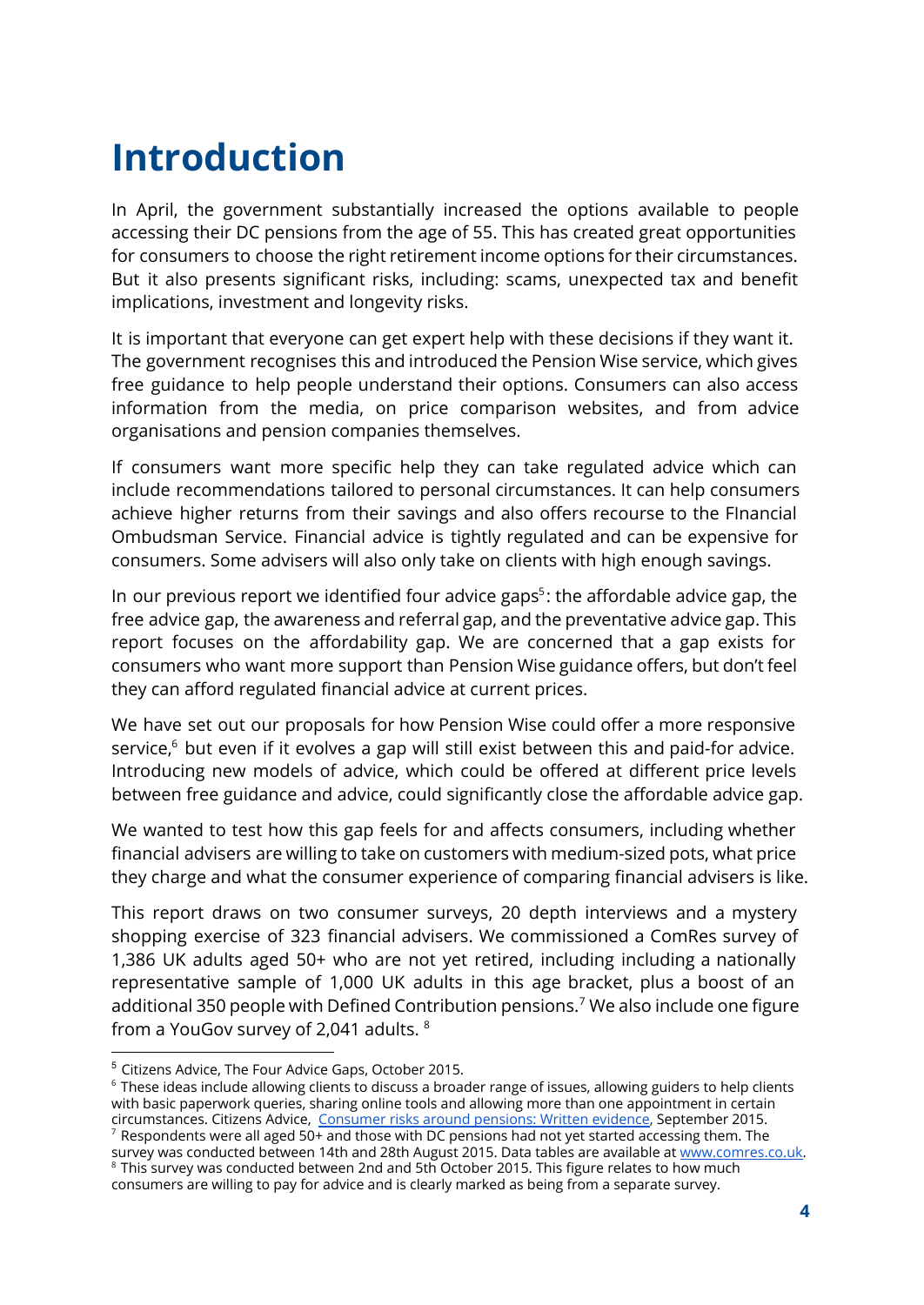# Introduction

In April, the government substantially increased the options available to people accessing their DC pensions from the age of 55. This has created great opportunities for consumers to choose the right retirement income options for their circumstances. But it also presents significant risks, including: scams, unexpected tax and benefit implications, investment and longevity risks.

It is important that everyone can get expert help with these decisions if they want it. The government recognises this and introduced the Pension Wise service, which gives free guidance to help people understand their options. Consumers can also access information from the media, on price comparison websites, and from advice organisations and pension companies themselves.

If consumers want more specific help they can take regulated advice which can include recommendations tailored to personal circumstances. It can help consumers achieve higher returns from their savings and also offers recourse to the FInancial Ombudsman Service. Financial advice is tightly regulated and can be expensive for consumers. Some advisers will also only take on clients with high enough savings.

In our previous report we identified four advice gaps[5]: the affordable advice gap, the free advice gap, the awareness and referral gap, and the preventative advice gap. This report focuses on the affordability gap. We are concerned that a gap exists for consumers who want more support than Pension Wise guidance offers, but don't feel they can afford regulated financial advice at current prices.

We have set out our proposals for how Pension Wise could offer a more responsive service,[6] but even if it evolves a gap will still exist between this and paid-for advice. Introducing new models of advice, which could be offered at different price levels between free guidance and advice, could significantly close the affordable advice gap.

We wanted to test how this gap feels for and affects consumers, including whether financial advisers are willing to take on customers with medium-sized pots, what price they charge and what the consumer experience of comparing financial advisers is like.

This report draws on two consumer surveys, 20 depth interviews and a mystery shopping exercise of 323 financial advisers. We commissioned a ComRes survey of 1,386 UK adults aged 50+ who are not yet retired, including including a nationally representative sample of 1,000 UK adults in this age bracket, plus a boost of an additional 350 people with Defined Contribution pensions.[7] We also include one figure from a YouGov survey of 2,041 adults. [8]

---

[5] Citizens Advice, The Four Advice Gaps, October 2015.

[6] These ideas include allowing clients to discuss a broader range of issues, allowing guiders to help clients with basic paperwork queries, sharing online tools and allowing more than one appointment in certain circumstances. Citizens Advice, [Consumer risks around pensions: Written evidence](), September 2015.

[7] Respondents were all aged 50+ and those with DC pensions had not yet started accessing them. The survey was conducted between 14th and 28th August 2015. Data tables are available at [www.comres.co.uk](www.comres.co.uk).

[8] This survey was conducted between 2nd and 5th October 2015. This figure relates to how much consumers are willing to pay for advice and is clearly marked as being from a separate survey.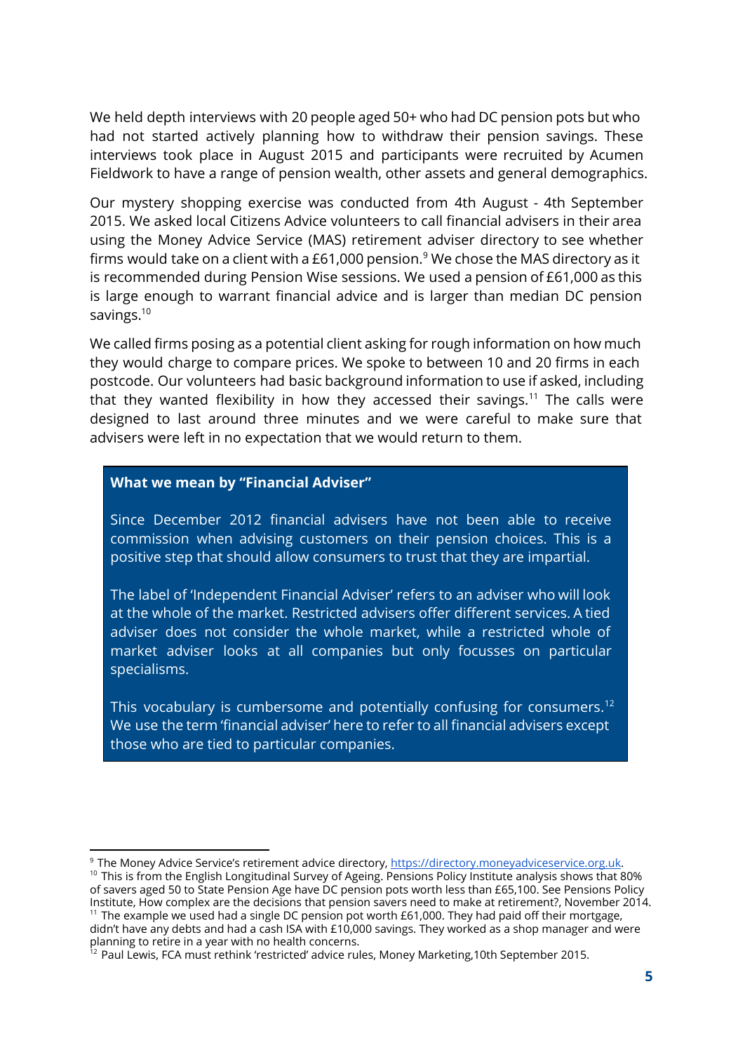We held depth interviews with 20 people aged 50+ who had DC pension pots but who had not started actively planning how to withdraw their pension savings. These interviews took place in August 2015 and participants were recruited by Acumen Fieldwork to have a range of pension wealth, other assets and general demographics.

Our mystery shopping exercise was conducted from 4th August - 4th September 2015. We asked local Citizens Advice volunteers to call financial advisers in their area using the Money Advice Service (MAS) retirement adviser directory to see whether firms would take on a client with a £61,000 pension.[9] We chose the MAS directory as it is recommended during Pension Wise sessions. We used a pension of £61,000 as this is large enough to warrant financial advice and is larger than median DC pension savings.[10]

We called firms posing as a potential client asking for rough information on how much they would charge to compare prices. We spoke to between 10 and 20 firms in each postcode. Our volunteers had basic background information to use if asked, including that they wanted flexibility in how they accessed their savings.[11] The calls were designed to last around three minutes and we were careful to make sure that advisers were left in no expectation that we would return to them.

> **What we mean by "Financial Adviser"**
>
> Since December 2012 financial advisers have not been able to receive commission when advising customers on their pension choices. This is a positive step that should allow consumers to trust that they are impartial.
>
> The label of 'Independent Financial Adviser' refers to an adviser who will look at the whole of the market. Restricted advisers offer different services. A tied adviser does not consider the whole market, while a restricted whole of market adviser looks at all companies but only focusses on particular specialisms.
>
> This vocabulary is cumbersome and potentially confusing for consumers.[12] We use the term 'financial adviser' here to refer to all financial advisers except those who are tied to particular companies.

---

[9] The Money Advice Service's retirement advice directory, https://directory.moneyadviceservice.org.uk.

[10] This is from the English Longitudinal Survey of Ageing. Pensions Policy Institute analysis shows that 80% of savers aged 50 to State Pension Age have DC pension pots worth less than £65,100. See Pensions Policy Institute, How complex are the decisions that pension savers need to make at retirement?, November 2014.

[11] The example we used had a single DC pension pot worth £61,000. They had paid off their mortgage, didn't have any debts and had a cash ISA with £10,000 savings. They worked as a shop manager and were planning to retire in a year with no health concerns.

[12] Paul Lewis, FCA must rethink 'restricted' advice rules, Money Marketing,10th September 2015.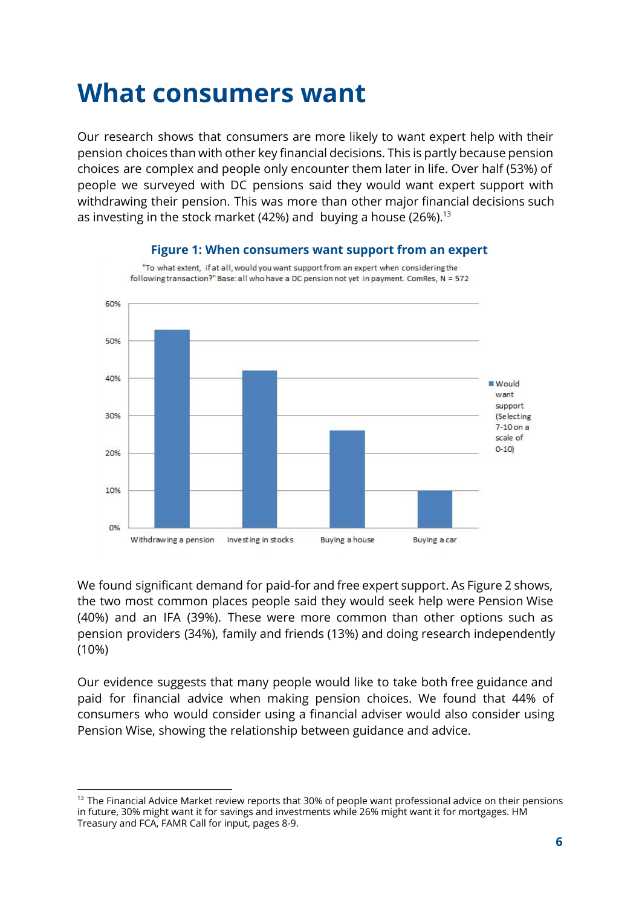# What consumers want

Our research shows that consumers are more likely to want expert help with their pension choices than with other key financial decisions. This is partly because pension choices are complex and people only encounter them later in life. Over half (53%) of people we surveyed with DC pensions said they would want expert support with withdrawing their pension. This was more than other major financial decisions such as investing in the stock market (42%) and buying a house (26%).[13]

**Figure 1: When consumers want support from an expert**

"To what extent, if at all, would you want support from an expert when considering the following transaction?" Base: all who have a DC pension not yet in payment. ComRes, N = 572

| Transaction | Would want support (Selecting 7-10 on a scale of 0-10) |
|---|---|
| Withdrawing a pension | 53% |
| Investing in stocks | 42% |
| Buying a house | 26% |
| Buying a car | 10% |

We found significant demand for paid-for and free expert support. As Figure 2 shows, the two most common places people said they would seek help were Pension Wise (40%) and an IFA (39%). These were more common than other options such as pension providers (34%), family and friends (13%) and doing research independently (10%)

Our evidence suggests that many people would like to take both free guidance and paid for financial advice when making pension choices. We found that 44% of consumers who would consider using a financial adviser would also consider using Pension Wise, showing the relationship between guidance and advice.

---

[13] The Financial Advice Market review reports that 30% of people want professional advice on their pensions in future, 30% might want it for savings and investments while 26% might want it for mortgages. HM Treasury and FCA, FAMR Call for input, pages 8-9.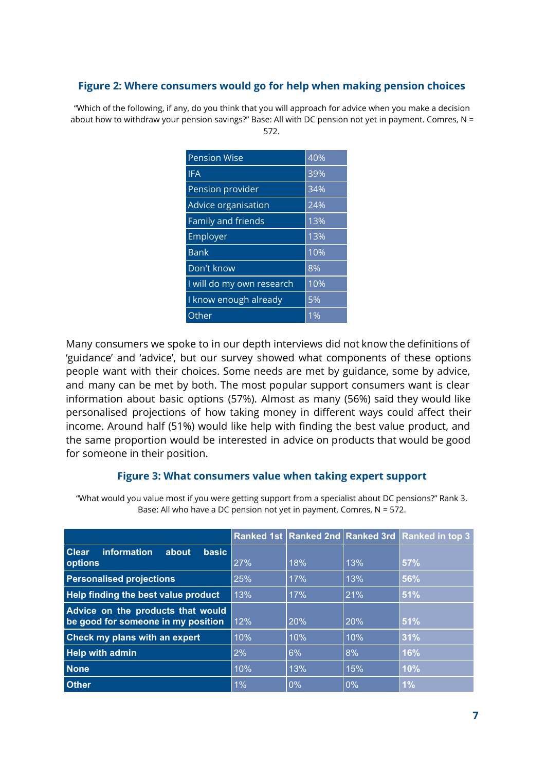**Figure 2: Where consumers would go for help when making pension choices**

"Which of the following, if any, do you think that you will approach for advice when you make a decision about how to withdraw your pension savings?" Base: All with DC pension not yet in payment. Comres, N = 572.

| | |
|---|---|
| Pension Wise | 40% |
| IFA | 39% |
| Pension provider | 34% |
| Advice organisation | 24% |
| Family and friends | 13% |
| Employer | 13% |
| Bank | 10% |
| Don't know | 8% |
| I will do my own research | 10% |
| I know enough already | 5% |
| Other | 1% |

Many consumers we spoke to in our depth interviews did not know the definitions of 'guidance' and 'advice', but our survey showed what components of these options people want with their choices. Some needs are met by guidance, some by advice, and many can be met by both. The most popular support consumers want is clear information about basic options (57%). Almost as many (56%) said they would like personalised projections of how taking money in different ways could affect their income. Around half (51%) would like help with finding the best value product, and the same proportion would be interested in advice on products that would be good for someone in their position.

**Figure 3: What consumers value when taking expert support**

"What would you value most if you were getting support from a specialist about DC pensions?" Rank 3. Base: All who have a DC pension not yet in payment. Comres, N = 572.

| | Ranked 1st | Ranked 2nd | Ranked 3rd | Ranked in top 3 |
|---|---|---|---|---|
| **Clear information about basic options** | 27% | 18% | 13% | **57%** |
| **Personalised projections** | 25% | 17% | 13% | **56%** |
| **Help finding the best value product** | 13% | 17% | 21% | **51%** |
| **Advice on the products that would be good for someone in my position** | 12% | 20% | 20% | **51%** |
| **Check my plans with an expert** | 10% | 10% | 10% | **31%** |
| **Help with admin** | 2% | 6% | 8% | **16%** |
| **None** | 10% | 13% | 15% | **10%** |
| **Other** | 1% | 0% | 0% | **1%** |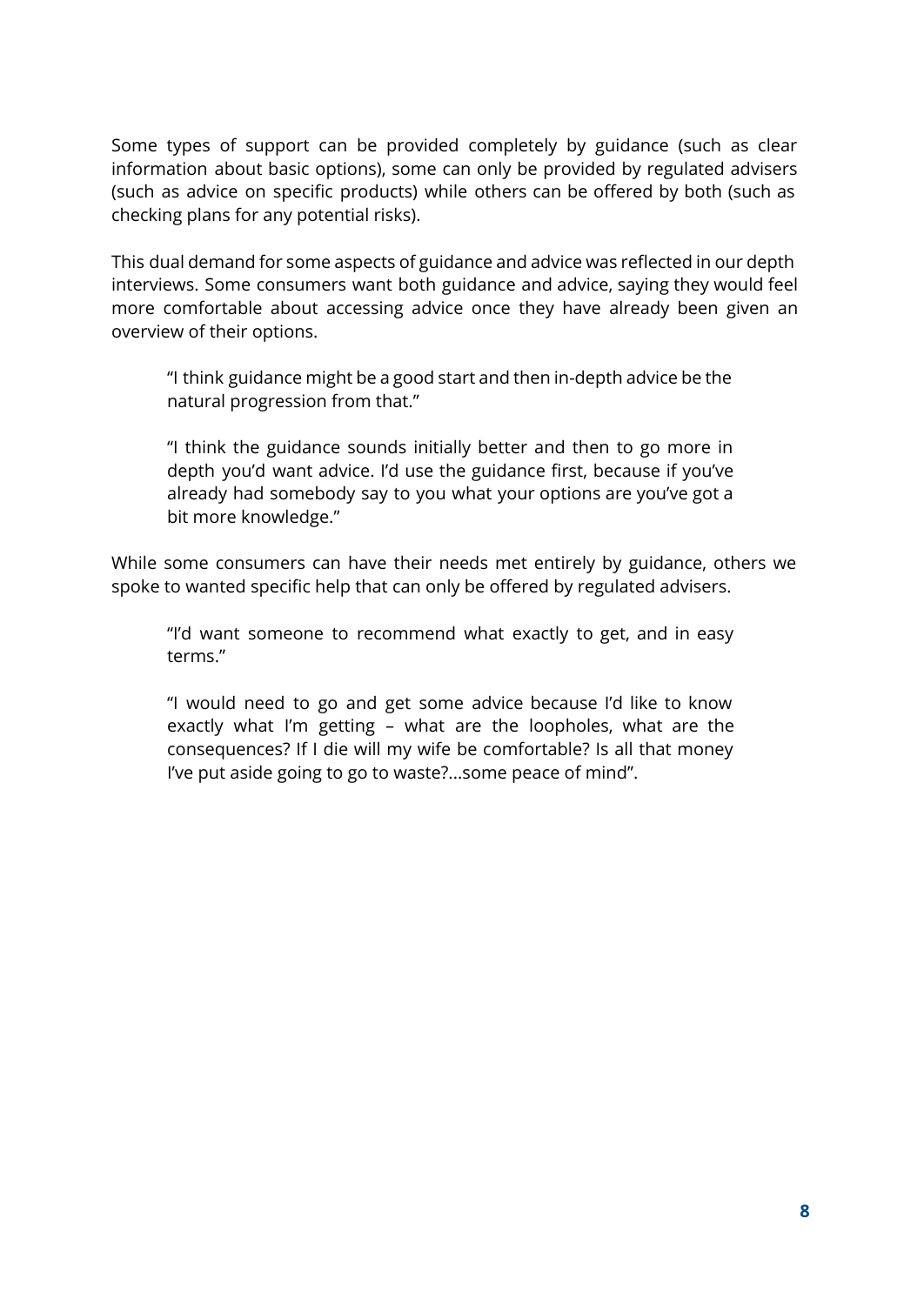Some types of support can be provided completely by guidance (such as clear information about basic options), some can only be provided by regulated advisers (such as advice on specific products) while others can be offered by both (such as checking plans for any potential risks).

This dual demand for some aspects of guidance and advice was reflected in our depth interviews. Some consumers want both guidance and advice, saying they would feel more comfortable about accessing advice once they have already been given an overview of their options.

> "I think guidance might be a good start and then in-depth advice be the natural progression from that."
>
> "I think the guidance sounds initially better and then to go more in depth you'd want advice. I'd use the guidance first, because if you've already had somebody say to you what your options are you've got a bit more knowledge."

While some consumers can have their needs met entirely by guidance, others we spoke to wanted specific help that can only be offered by regulated advisers.

> "I'd want someone to recommend what exactly to get, and in easy terms."
>
> "I would need to go and get some advice because I'd like to know exactly what I'm getting – what are the loopholes, what are the consequences? If I die will my wife be comfortable? Is all that money I've put aside going to go to waste?...some peace of mind".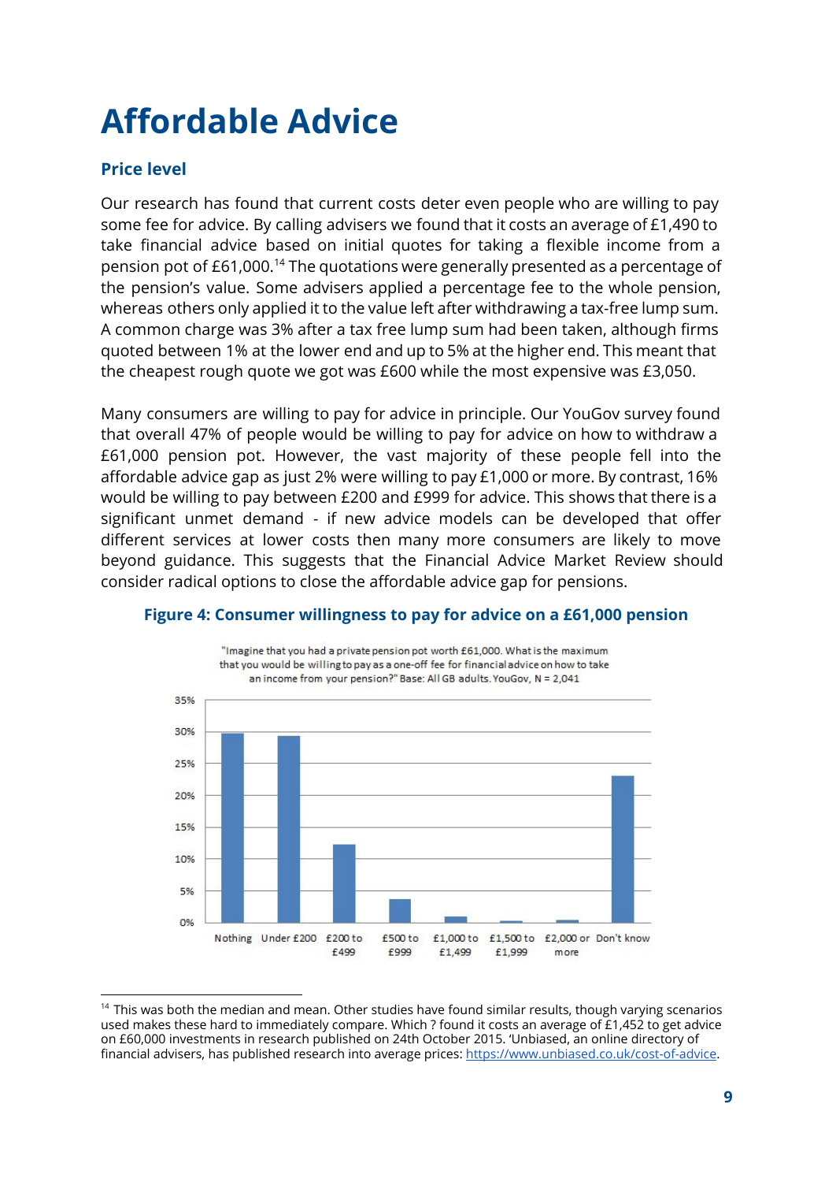# Affordable Advice

## Price level

Our research has found that current costs deter even people who are willing to pay some fee for advice. By calling advisers we found that it costs an average of £1,490 to take financial advice based on initial quotes for taking a flexible income from a pension pot of £61,000.[14] The quotations were generally presented as a percentage of the pension's value. Some advisers applied a percentage fee to the whole pension, whereas others only applied it to the value left after withdrawing a tax-free lump sum. A common charge was 3% after a tax free lump sum had been taken, although firms quoted between 1% at the lower end and up to 5% at the higher end. This meant that the cheapest rough quote we got was £600 while the most expensive was £3,050.

Many consumers are willing to pay for advice in principle. Our YouGov survey found that overall 47% of people would be willing to pay for advice on how to withdraw a £61,000 pension pot. However, the vast majority of these people fell into the affordable advice gap as just 2% were willing to pay £1,000 or more. By contrast, 16% would be willing to pay between £200 and £999 for advice. This shows that there is a significant unmet demand - if new advice models can be developed that offer different services at lower costs then many more consumers are likely to move beyond guidance. This suggests that the Financial Advice Market Review should consider radical options to close the affordable advice gap for pensions.

**Figure 4: Consumer willingness to pay for advice on a £61,000 pension**

"Imagine that you had a private pension pot worth £61,000. What is the maximum that you would be willing to pay as a one-off fee for financial advice on how to take an income from your pension?" Base: All GB adults. YouGov, N = 2,041

| Response | Approximate share |
| --- | --- |
| Nothing | ~30% |
| Under £200 | ~29% |
| £200 to £499 | ~12% |
| £500 to £999 | ~4% |
| £1,000 to £1,499 | ~1% |
| £1,500 to £1,999 | ~0% |
| £2,000 or more | ~0% |
| Don't know | ~23% |

[14] This was both the median and mean. Other studies have found similar results, though varying scenarios used makes these hard to immediately compare. Which ? found it costs an average of £1,452 to get advice on £60,000 investments in research published on 24th October 2015. 'Unbiased, an online directory of financial advisers, has published research into average prices: https://www.unbiased.co.uk/cost-of-advice.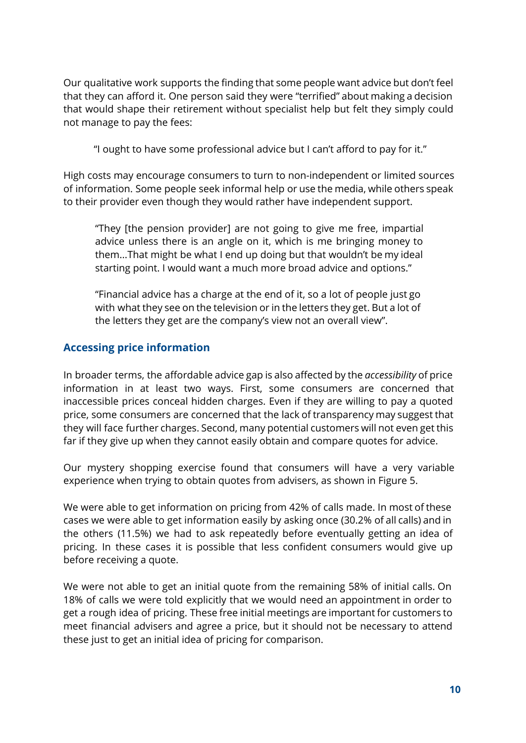Our qualitative work supports the finding that some people want advice but don't feel that they can afford it. One person said they were "terrified" about making a decision that would shape their retirement without specialist help but felt they simply could not manage to pay the fees:

> "I ought to have some professional advice but I can't afford to pay for it."

High costs may encourage consumers to turn to non-independent or limited sources of information. Some people seek informal help or use the media, while others speak to their provider even though they would rather have independent support.

> "They [the pension provider] are not going to give me free, impartial advice unless there is an angle on it, which is me bringing money to them…That might be what I end up doing but that wouldn't be my ideal starting point. I would want a much more broad advice and options."

> "Financial advice has a charge at the end of it, so a lot of people just go with what they see on the television or in the letters they get. But a lot of the letters they get are the company's view not an overall view".

### Accessing price information

In broader terms, the affordable advice gap is also affected by the *accessibility* of price information in at least two ways. First, some consumers are concerned that inaccessible prices conceal hidden charges. Even if they are willing to pay a quoted price, some consumers are concerned that the lack of transparency may suggest that they will face further charges. Second, many potential customers will not even get this far if they give up when they cannot easily obtain and compare quotes for advice.

Our mystery shopping exercise found that consumers will have a very variable experience when trying to obtain quotes from advisers, as shown in Figure 5.

We were able to get information on pricing from 42% of calls made. In most of these cases we were able to get information easily by asking once (30.2% of all calls) and in the others (11.5%) we had to ask repeatedly before eventually getting an idea of pricing. In these cases it is possible that less confident consumers would give up before receiving a quote.

We were not able to get an initial quote from the remaining 58% of initial calls. On 18% of calls we were told explicitly that we would need an appointment in order to get a rough idea of pricing. These free initial meetings are important for customers to meet financial advisers and agree a price, but it should not be necessary to attend these just to get an initial idea of pricing for comparison.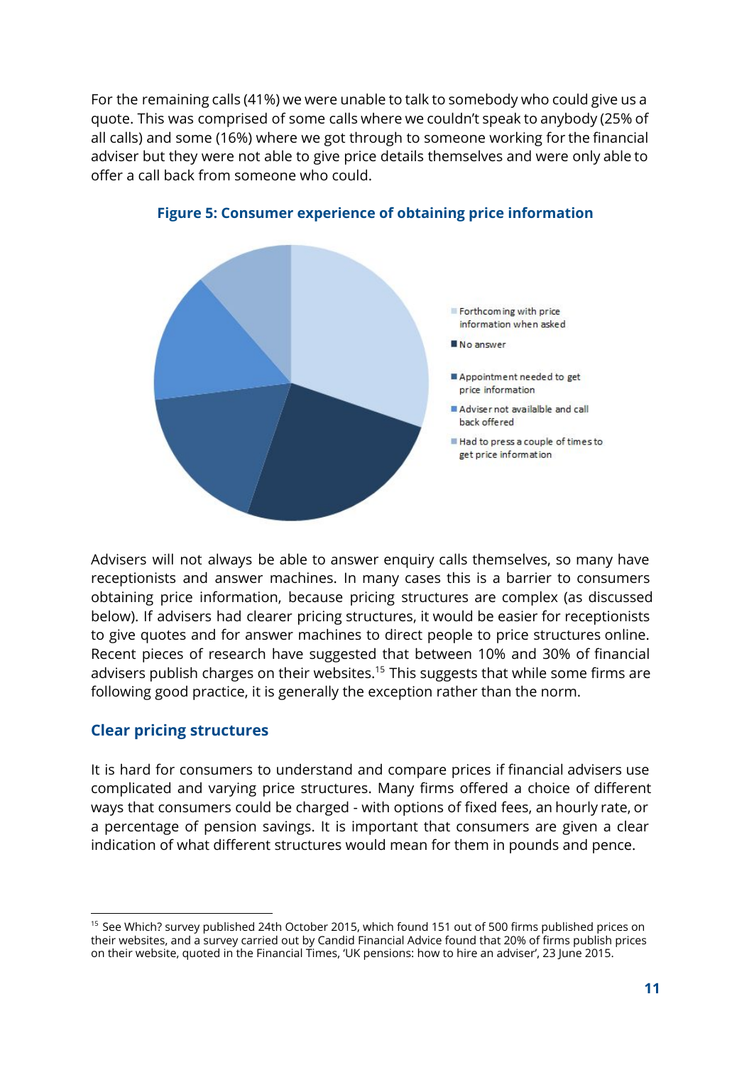For the remaining calls (41%) we were unable to talk to somebody who could give us a quote. This was comprised of some calls where we couldn't speak to anybody (25% of all calls) and some (16%) where we got through to someone working for the financial adviser but they were not able to give price details themselves and were only able to offer a call back from someone who could.

**Figure 5: Consumer experience of obtaining price information**

- Forthcoming with price information when asked
- No answer
- Appointment needed to get price information
- Adviser not availalble and call back offered
- Had to press a couple of times to get price information

Advisers will not always be able to answer enquiry calls themselves, so many have receptionists and answer machines. In many cases this is a barrier to consumers obtaining price information, because pricing structures are complex (as discussed below). If advisers had clearer pricing structures, it would be easier for receptionists to give quotes and for answer machines to direct people to price structures online. Recent pieces of research have suggested that between 10% and 30% of financial advisers publish charges on their websites.[15] This suggests that while some firms are following good practice, it is generally the exception rather than the norm.

## Clear pricing structures

It is hard for consumers to understand and compare prices if financial advisers use complicated and varying price structures. Many firms offered a choice of different ways that consumers could be charged - with options of fixed fees, an hourly rate, or a percentage of pension savings. It is important that consumers are given a clear indication of what different structures would mean for them in pounds and pence.

---

[15] See Which? survey published 24th October 2015, which found 151 out of 500 firms published prices on their websites, and a survey carried out by Candid Financial Advice found that 20% of firms publish prices on their website, quoted in the Financial Times, 'UK pensions: how to hire an adviser', 23 June 2015.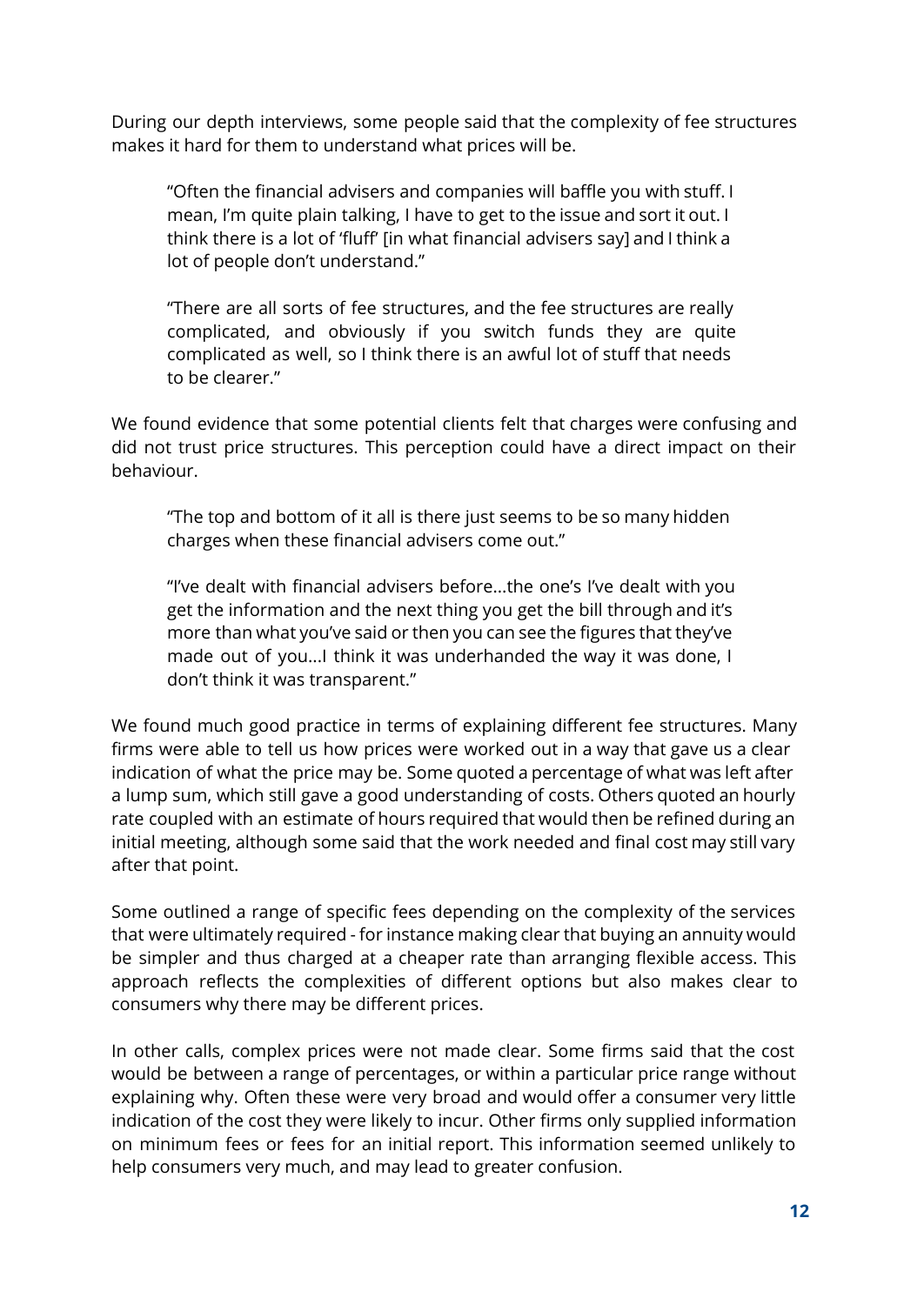During our depth interviews, some people said that the complexity of fee structures makes it hard for them to understand what prices will be.

> "Often the financial advisers and companies will baffle you with stuff. I mean, I'm quite plain talking, I have to get to the issue and sort it out. I think there is a lot of 'fluff' [in what financial advisers say] and I think a lot of people don't understand."

> "There are all sorts of fee structures, and the fee structures are really complicated, and obviously if you switch funds they are quite complicated as well, so I think there is an awful lot of stuff that needs to be clearer."

We found evidence that some potential clients felt that charges were confusing and did not trust price structures. This perception could have a direct impact on their behaviour.

> "The top and bottom of it all is there just seems to be so many hidden charges when these financial advisers come out."

> "I've dealt with financial advisers before…the one's I've dealt with you get the information and the next thing you get the bill through and it's more than what you've said or then you can see the figures that they've made out of you…I think it was underhanded the way it was done, I don't think it was transparent."

We found much good practice in terms of explaining different fee structures. Many firms were able to tell us how prices were worked out in a way that gave us a clear indication of what the price may be. Some quoted a percentage of what was left after a lump sum, which still gave a good understanding of costs. Others quoted an hourly rate coupled with an estimate of hours required that would then be refined during an initial meeting, although some said that the work needed and final cost may still vary after that point.

Some outlined a range of specific fees depending on the complexity of the services that were ultimately required - for instance making clear that buying an annuity would be simpler and thus charged at a cheaper rate than arranging flexible access. This approach reflects the complexities of different options but also makes clear to consumers why there may be different prices.

In other calls, complex prices were not made clear. Some firms said that the cost would be between a range of percentages, or within a particular price range without explaining why. Often these were very broad and would offer a consumer very little indication of the cost they were likely to incur. Other firms only supplied information on minimum fees or fees for an initial report. This information seemed unlikely to help consumers very much, and may lead to greater confusion.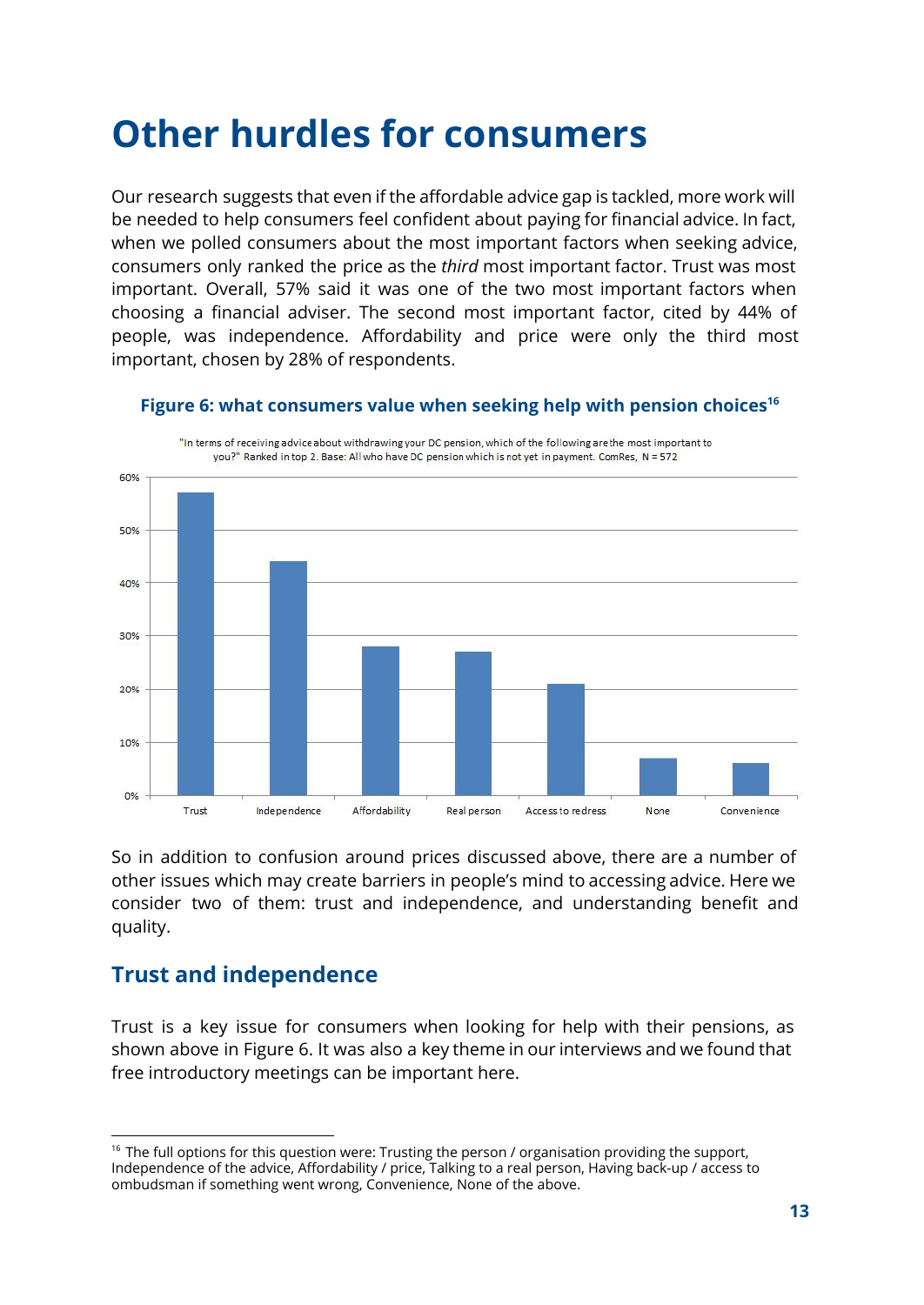# Other hurdles for consumers

Our research suggests that even if the affordable advice gap is tackled, more work will be needed to help consumers feel confident about paying for financial advice. In fact, when we polled consumers about the most important factors when seeking advice, consumers only ranked the price as the *third* most important factor. Trust was most important. Overall, 57% said it was one of the two most important factors when choosing a financial adviser. The second most important factor, cited by 44% of people, was independence. Affordability and price were only the third most important, chosen by 28% of respondents.

**Figure 6: what consumers value when seeking help with pension choices**[16]

"In terms of receiving advice about withdrawing your DC pension, which of the following are the most important to you?" Ranked in top 2. Base: All who have DC pension which is not yet in payment. ComRes, N = 572

| Factor | % |
|---|---|
| Trust | 57% |
| Independence | 44% |
| Affordability | 28% |
| Real person | 27% |
| Access to redress | 21% |
| None | 7% |
| Convenience | 6% |

So in addition to confusion around prices discussed above, there are a number of other issues which may create barriers in people's mind to accessing advice. Here we consider two of them: trust and independence, and understanding benefit and quality.

## Trust and independence

Trust is a key issue for consumers when looking for help with their pensions, as shown above in Figure 6. It was also a key theme in our interviews and we found that free introductory meetings can be important here.

[16] The full options for this question were: Trusting the person / organisation providing the support, Independence of the advice, Affordability / price, Talking to a real person, Having back-up / access to ombudsman if something went wrong, Convenience, None of the above.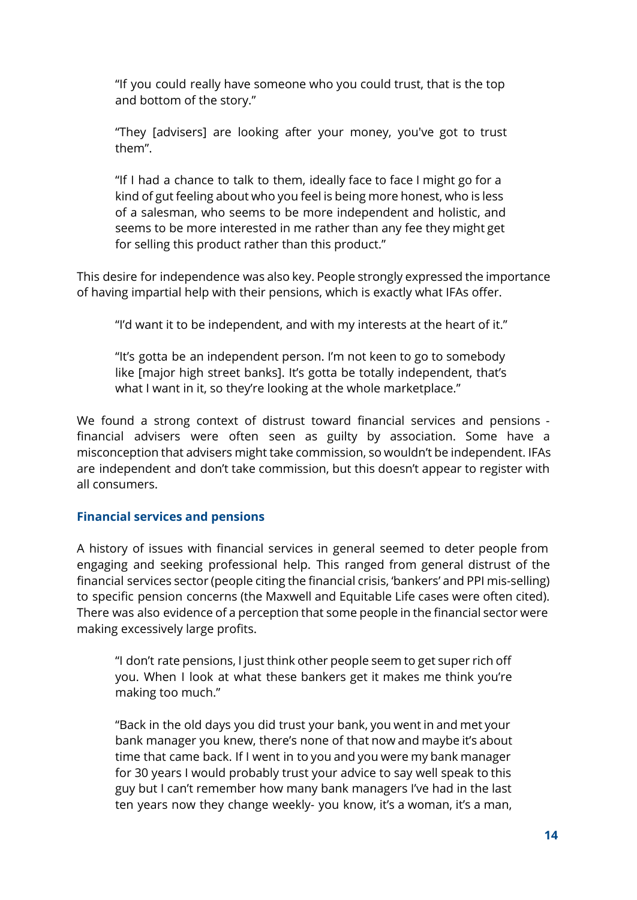> "If you could really have someone who you could trust, that is the top and bottom of the story."

> "They [advisers] are looking after your money, you've got to trust them".

> "If I had a chance to talk to them, ideally face to face I might go for a kind of gut feeling about who you feel is being more honest, who is less of a salesman, who seems to be more independent and holistic, and seems to be more interested in me rather than any fee they might get for selling this product rather than this product."

This desire for independence was also key. People strongly expressed the importance of having impartial help with their pensions, which is exactly what IFAs offer.

> "I'd want it to be independent, and with my interests at the heart of it."

> "It's gotta be an independent person. I'm not keen to go to somebody like [major high street banks]. It's gotta be totally independent, that's what I want in it, so they're looking at the whole marketplace."

We found a strong context of distrust toward financial services and pensions - financial advisers were often seen as guilty by association. Some have a misconception that advisers might take commission, so wouldn't be independent. IFAs are independent and don't take commission, but this doesn't appear to register with all consumers.

### Financial services and pensions

A history of issues with financial services in general seemed to deter people from engaging and seeking professional help. This ranged from general distrust of the financial services sector (people citing the financial crisis, 'bankers' and PPI mis-selling) to specific pension concerns (the Maxwell and Equitable Life cases were often cited). There was also evidence of a perception that some people in the financial sector were making excessively large profits.

> "I don't rate pensions, I just think other people seem to get super rich off you. When I look at what these bankers get it makes me think you're making too much."

> "Back in the old days you did trust your bank, you went in and met your bank manager you knew, there's none of that now and maybe it's about time that came back. If I went in to you and you were my bank manager for 30 years I would probably trust your advice to say well speak to this guy but I can't remember how many bank managers I've had in the last ten years now they change weekly- you know, it's a woman, it's a man,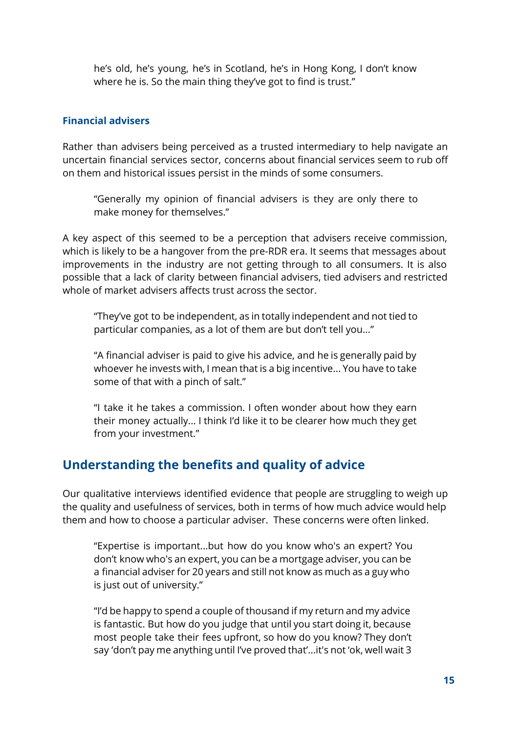he's old, he's young, he's in Scotland, he's in Hong Kong, I don't know where he is. So the main thing they've got to find is trust."

### Financial advisers

Rather than advisers being perceived as a trusted intermediary to help navigate an uncertain financial services sector, concerns about financial services seem to rub off on them and historical issues persist in the minds of some consumers.

> "Generally my opinion of financial advisers is they are only there to make money for themselves."

A key aspect of this seemed to be a perception that advisers receive commission, which is likely to be a hangover from the pre-RDR era. It seems that messages about improvements in the industry are not getting through to all consumers. It is also possible that a lack of clarity between financial advisers, tied advisers and restricted whole of market advisers affects trust across the sector.

> "They've got to be independent, as in totally independent and not tied to particular companies, as a lot of them are but don't tell you..."

> "A financial adviser is paid to give his advice, and he is generally paid by whoever he invests with, I mean that is a big incentive... You have to take some of that with a pinch of salt."

> "I take it he takes a commission. I often wonder about how they earn their money actually... I think I'd like it to be clearer how much they get from your investment."

## Understanding the benefits and quality of advice

Our qualitative interviews identified evidence that people are struggling to weigh up the quality and usefulness of services, both in terms of how much advice would help them and how to choose a particular adviser. These concerns were often linked.

> "Expertise is important...but how do you know who's an expert? You don't know who's an expert, you can be a mortgage adviser, you can be a financial adviser for 20 years and still not know as much as a guy who is just out of university."

> "I'd be happy to spend a couple of thousand if my return and my advice is fantastic. But how do you judge that until you start doing it, because most people take their fees upfront, so how do you know? They don't say 'don't pay me anything until I've proved that'...it's not 'ok, well wait 3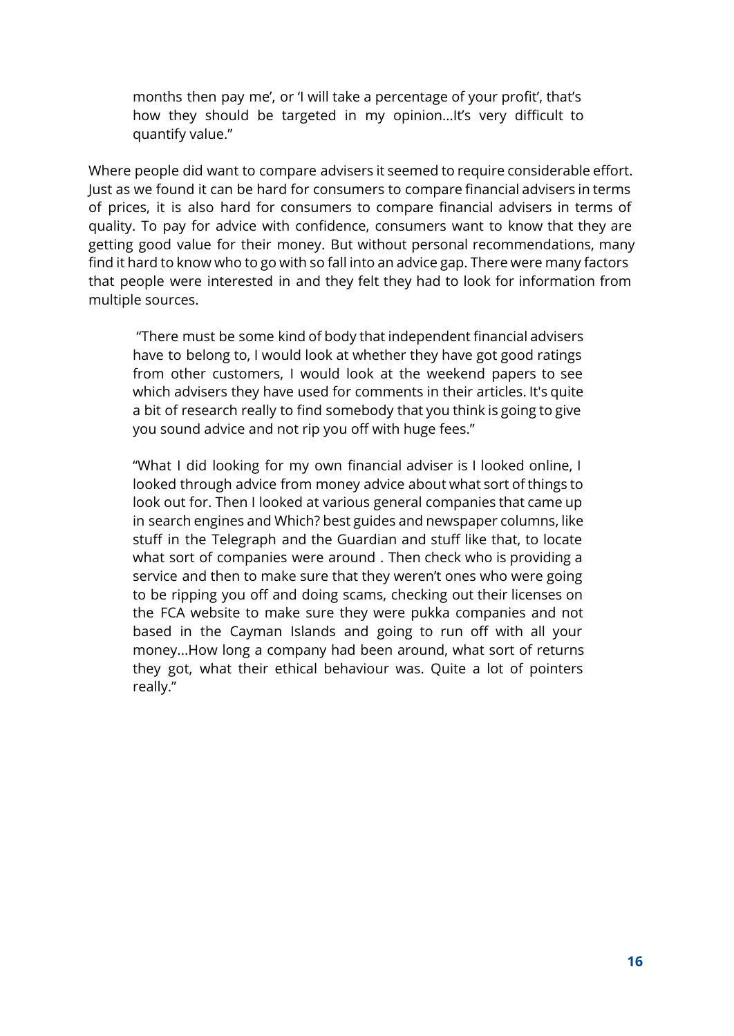> months then pay me', or 'I will take a percentage of your profit', that's how they should be targeted in my opinion…It's very difficult to quantify value."

Where people did want to compare advisers it seemed to require considerable effort. Just as we found it can be hard for consumers to compare financial advisers in terms of prices, it is also hard for consumers to compare financial advisers in terms of quality. To pay for advice with confidence, consumers want to know that they are getting good value for their money. But without personal recommendations, many find it hard to know who to go with so fall into an advice gap. There were many factors that people were interested in and they felt they had to look for information from multiple sources.

> "There must be some kind of body that independent financial advisers have to belong to, I would look at whether they have got good ratings from other customers, I would look at the weekend papers to see which advisers they have used for comments in their articles. It's quite a bit of research really to find somebody that you think is going to give you sound advice and not rip you off with huge fees."

> "What I did looking for my own financial adviser is I looked online, I looked through advice from money advice about what sort of things to look out for. Then I looked at various general companies that came up in search engines and Which? best guides and newspaper columns, like stuff in the Telegraph and the Guardian and stuff like that, to locate what sort of companies were around . Then check who is providing a service and then to make sure that they weren't ones who were going to be ripping you off and doing scams, checking out their licenses on the FCA website to make sure they were pukka companies and not based in the Cayman Islands and going to run off with all your money…How long a company had been around, what sort of returns they got, what their ethical behaviour was. Quite a lot of pointers really."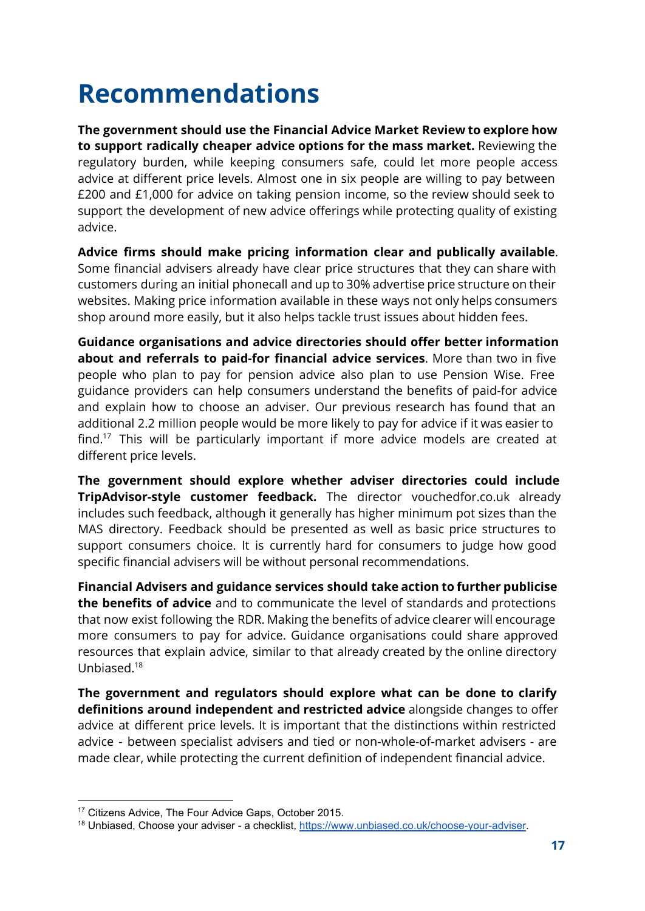# Recommendations

**The government should use the Financial Advice Market Review to explore how to support radically cheaper advice options for the mass market.** Reviewing the regulatory burden, while keeping consumers safe, could let more people access advice at different price levels. Almost one in six people are willing to pay between £200 and £1,000 for advice on taking pension income, so the review should seek to support the development of new advice offerings while protecting quality of existing advice.

**Advice firms should make pricing information clear and publically available**. Some financial advisers already have clear price structures that they can share with customers during an initial phonecall and up to 30% advertise price structure on their websites. Making price information available in these ways not only helps consumers shop around more easily, but it also helps tackle trust issues about hidden fees.

**Guidance organisations and advice directories should offer better information about and referrals to paid-for financial advice services**. More than two in five people who plan to pay for pension advice also plan to use Pension Wise. Free guidance providers can help consumers understand the benefits of paid-for advice and explain how to choose an adviser. Our previous research has found that an additional 2.2 million people would be more likely to pay for advice if it was easier to find.[17] This will be particularly important if more advice models are created at different price levels.

**The government should explore whether adviser directories could include TripAdvisor-style customer feedback.** The director vouchedfor.co.uk already includes such feedback, although it generally has higher minimum pot sizes than the MAS directory. Feedback should be presented as well as basic price structures to support consumers choice. It is currently hard for consumers to judge how good specific financial advisers will be without personal recommendations.

**Financial Advisers and guidance services should take action to further publicise the benefits of advice** and to communicate the level of standards and protections that now exist following the RDR. Making the benefits of advice clearer will encourage more consumers to pay for advice. Guidance organisations could share approved resources that explain advice, similar to that already created by the online directory Unbiased.[18]

**The government and regulators should explore what can be done to clarify definitions around independent and restricted advice** alongside changes to offer advice at different price levels. It is important that the distinctions within restricted advice - between specialist advisers and tied or non-whole-of-market advisers - are made clear, while protecting the current definition of independent financial advice.

---

[17] Citizens Advice, The Four Advice Gaps, October 2015.

[18] Unbiased, Choose your adviser - a checklist, https://www.unbiased.co.uk/choose-your-adviser.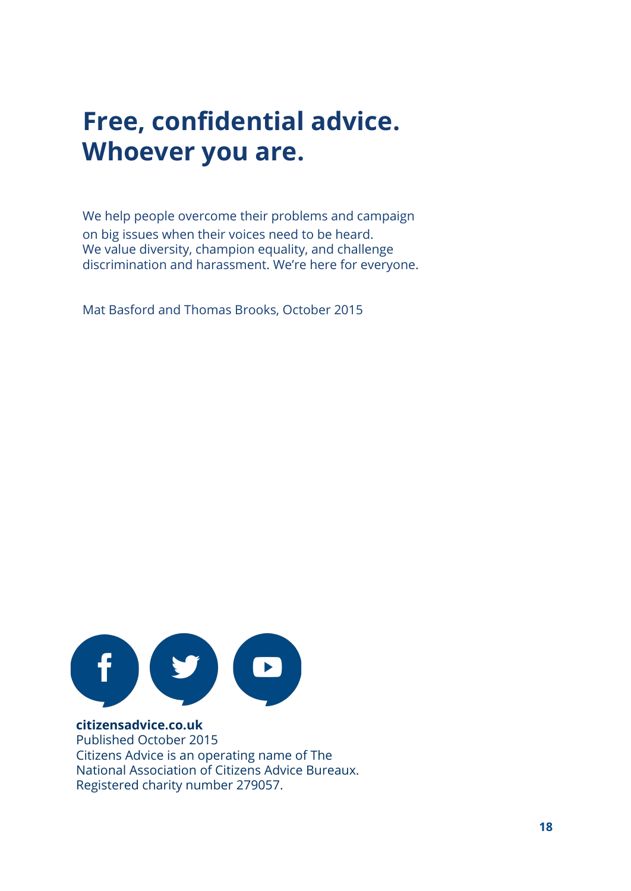# Free, confidential advice. Whoever you are.

We help people overcome their problems and campaign on big issues when their voices need to be heard. We value diversity, champion equality, and challenge discrimination and harassment. We're here for everyone.

Mat Basford and Thomas Brooks, October 2015

**citizensadvice.co.uk**
Published October 2015
Citizens Advice is an operating name of The National Association of Citizens Advice Bureaux.
Registered charity number 279057.